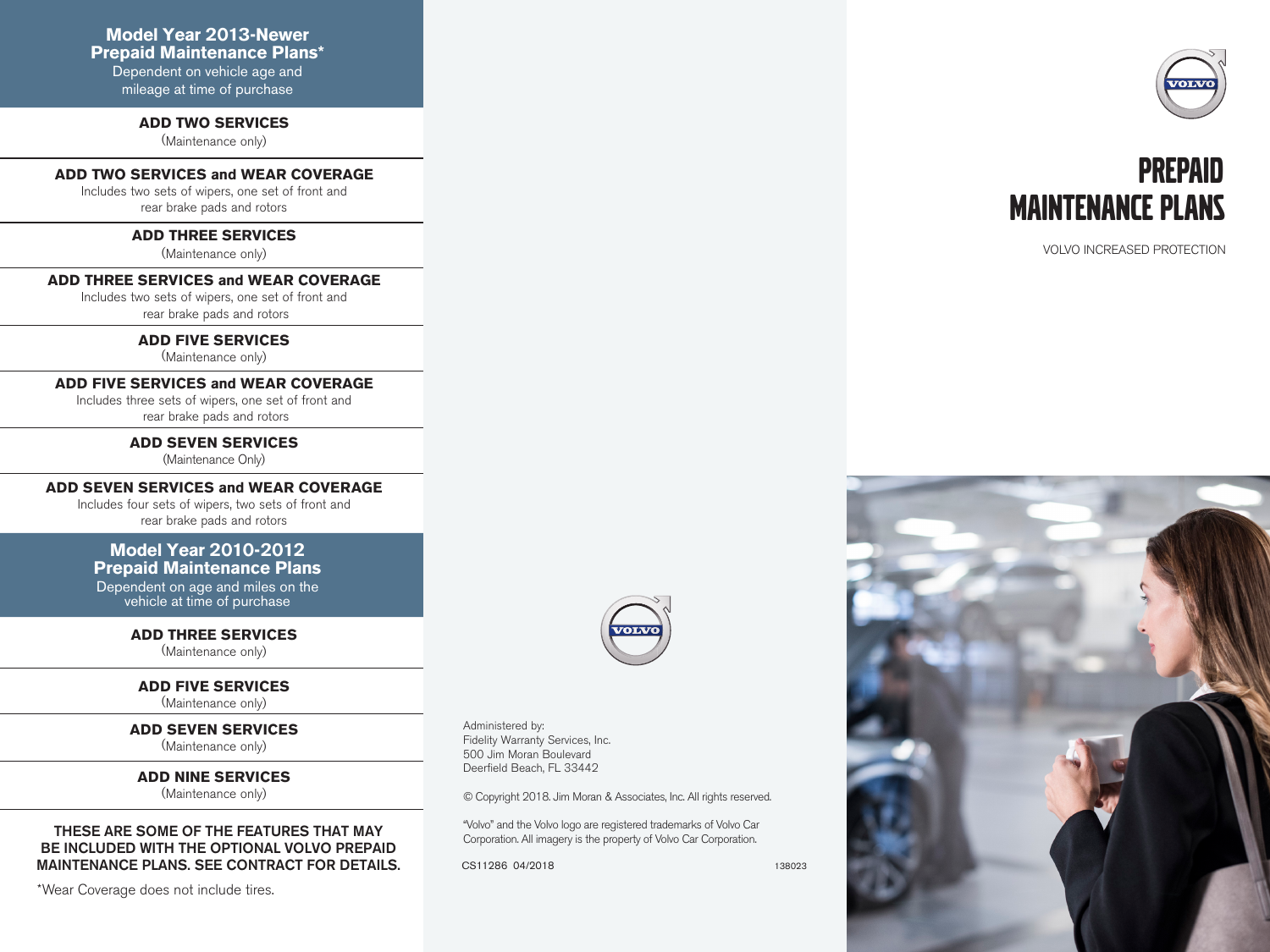## Model Year 2013-Newer Prepaid Maintenance Plans*

Dependent on vehicle age and mileage at time of purchase

**ADD TWO SERVICES**
(Maintenance only)

**ADD TWO SERVICES and WEAR COVERAGE**
Includes two sets of wipers, one set of front and rear brake pads and rotors

**ADD THREE SERVICES**
(Maintenance only)

**ADD THREE SERVICES and WEAR COVERAGE**
Includes two sets of wipers, one set of front and rear brake pads and rotors

**ADD FIVE SERVICES**
(Maintenance only)

**ADD FIVE SERVICES and WEAR COVERAGE**
Includes three sets of wipers, one set of front and rear brake pads and rotors

**ADD SEVEN SERVICES**
(Maintenance Only)

**ADD SEVEN SERVICES and WEAR COVERAGE**
Includes four sets of wipers, two sets of front and rear brake pads and rotors

## Model Year 2010-2012 Prepaid Maintenance Plans

Dependent on age and miles on the vehicle at time of purchase

**ADD THREE SERVICES**
(Maintenance only)

**ADD FIVE SERVICES**
(Maintenance only)

**ADD SEVEN SERVICES**
(Maintenance only)

**ADD NINE SERVICES**
(Maintenance only)

**THESE ARE SOME OF THE FEATURES THAT MAY BE INCLUDED WITH THE OPTIONAL VOLVO PREPAID MAINTENANCE PLANS. SEE CONTRACT FOR DETAILS.**

*Wear Coverage does not include tires.

Administered by:
Fidelity Warranty Services, Inc.
500 Jim Moran Boulevard
Deerfield Beach, FL 33442

© Copyright 2018. Jim Moran & Associates, Inc. All rights reserved.

"Volvo" and the Volvo logo are registered trademarks of Volvo Car Corporation. All imagery is the property of Volvo Car Corporation.

CS11286 04/2018 138023

# PREPAID MAINTENANCE PLANS

VOLVO INCREASED PROTECTION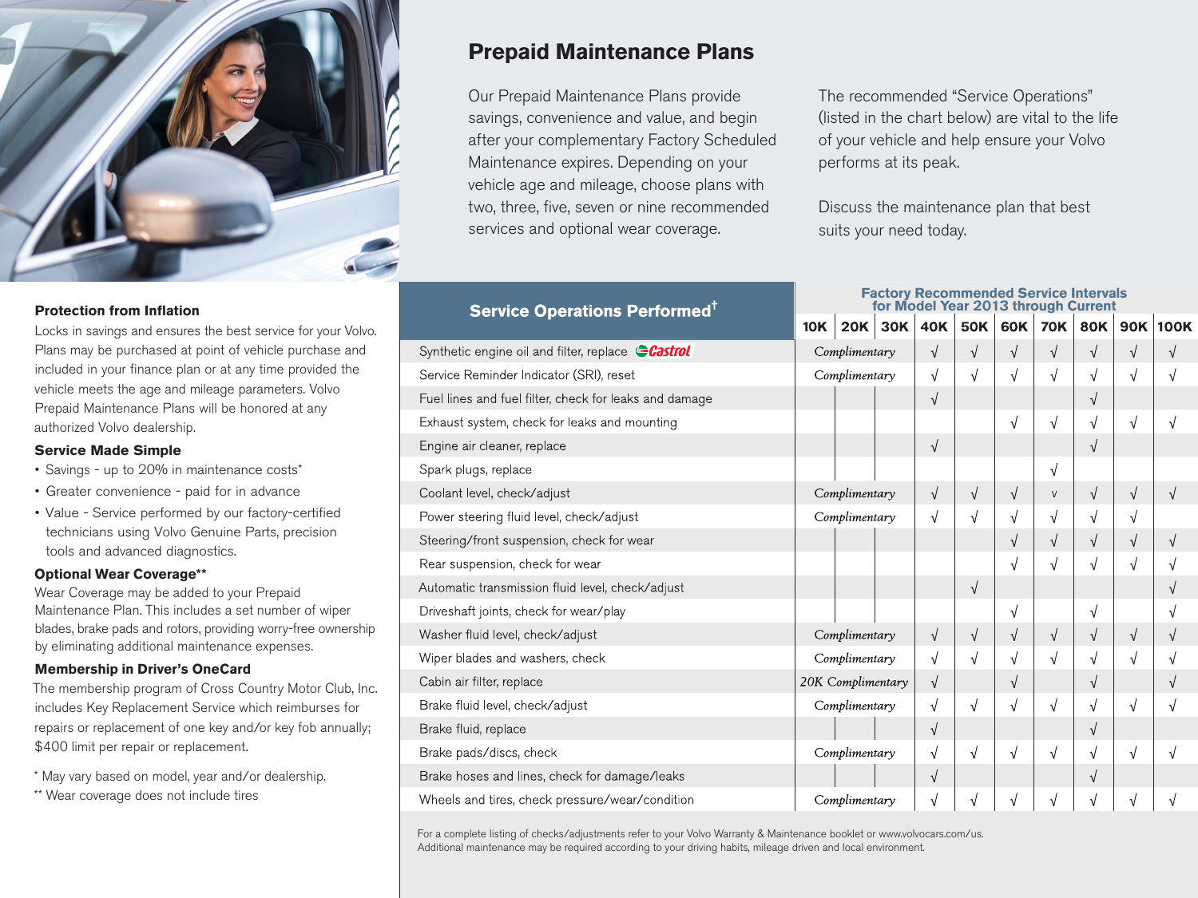## Prepaid Maintenance Plans

Our Prepaid Maintenance Plans provide savings, convenience and value, and begin after your complementary Factory Scheduled Maintenance expires. Depending on your vehicle age and mileage, choose plans with two, three, five, seven or nine recommended services and optional wear coverage.

The recommended "Service Operations" (listed in the chart below) are vital to the life of your vehicle and help ensure your Volvo performs at its peak.

Discuss the maintenance plan that best suits your need today.

### Protection from Inflation

Locks in savings and ensures the best service for your Volvo. Plans may be purchased at point of vehicle purchase and included in your finance plan or at any time provided the vehicle meets the age and mileage parameters. Volvo Prepaid Maintenance Plans will be honored at any authorized Volvo dealership.

### Service Made Simple

- Savings - up to 20% in maintenance costs*
- Greater convenience - paid for in advance
- Value - Service performed by our factory-certified technicians using Volvo Genuine Parts, precision tools and advanced diagnostics.

### Optional Wear Coverage**

Wear Coverage may be added to your Prepaid Maintenance Plan. This includes a set number of wiper blades, brake pads and rotors, providing worry-free ownership by eliminating additional maintenance expenses.

### Membership in Driver's OneCard

The membership program of Cross Country Motor Club, Inc. includes Key Replacement Service which reimburses for repairs or replacement of one key and/or key fob annually; $400 limit per repair or replacement.

* May vary based on model, year and/or dealership.
** Wear coverage does not include tires

| Service Operations Performed† | Factory Recommended Service Intervals for Model Year 2013 through Current | | | | | | | | | |
|---|---|---|---|---|---|---|---|---|---|---|
| | 10K | 20K | 30K | 40K | 50K | 60K | 70K | 80K | 90K | 100K |
| Synthetic engine oil and filter, replace Castrol | *Complimentary* | | | √ | √ | √ | √ | √ | √ | √ |
| Service Reminder Indicator (SRI), reset | *Complimentary* | | | √ | √ | √ | √ | √ | √ | √ |
| Fuel lines and fuel filter, check for leaks and damage | | | | √ | | | | √ | | |
| Exhaust system, check for leaks and mounting | | | | | | √ | √ | √ | √ | √ |
| Engine air cleaner, replace | | | | √ | | | | √ | | |
| Spark plugs, replace | | | | | | | √ | | | |
| Coolant level, check/adjust | *Complimentary* | | | √ | √ | √ | v | √ | √ | √ |
| Power steering fluid level, check/adjust | *Complimentary* | | | √ | √ | √ | √ | √ | √ | |
| Steering/front suspension, check for wear | | | | | | √ | √ | √ | √ | √ |
| Rear suspension, check for wear | | | | | | √ | √ | √ | √ | √ |
| Automatic transmission fluid level, check/adjust | | | | | √ | | | | | √ |
| Driveshaft joints, check for wear/play | | | | | | √ | | √ | | √ |
| Washer fluid level, check/adjust | *Complimentary* | | | √ | √ | √ | √ | √ | √ | √ |
| Wiper blades and washers, check | *Complimentary* | | | √ | √ | √ | √ | √ | √ | √ |
| Cabin air filter, replace | *20K Complimentary* | | | √ | | √ | | √ | | √ |
| Brake fluid level, check/adjust | *Complimentary* | | | √ | √ | √ | √ | √ | √ | √ |
| Brake fluid, replace | | | | √ | | | | √ | | |
| Brake pads/discs, check | *Complimentary* | | | √ | √ | √ | √ | √ | √ | √ |
| Brake hoses and lines, check for damage/leaks | | | | √ | | | | √ | | |
| Wheels and tires, check pressure/wear/condition | *Complimentary* | | | √ | √ | √ | √ | √ | √ | √ |

For a complete listing of checks/adjustments refer to your Volvo Warranty & Maintenance booklet or www.volvocars.com/us.
Additional maintenance may be required according to your driving habits, mileage driven and local environment.